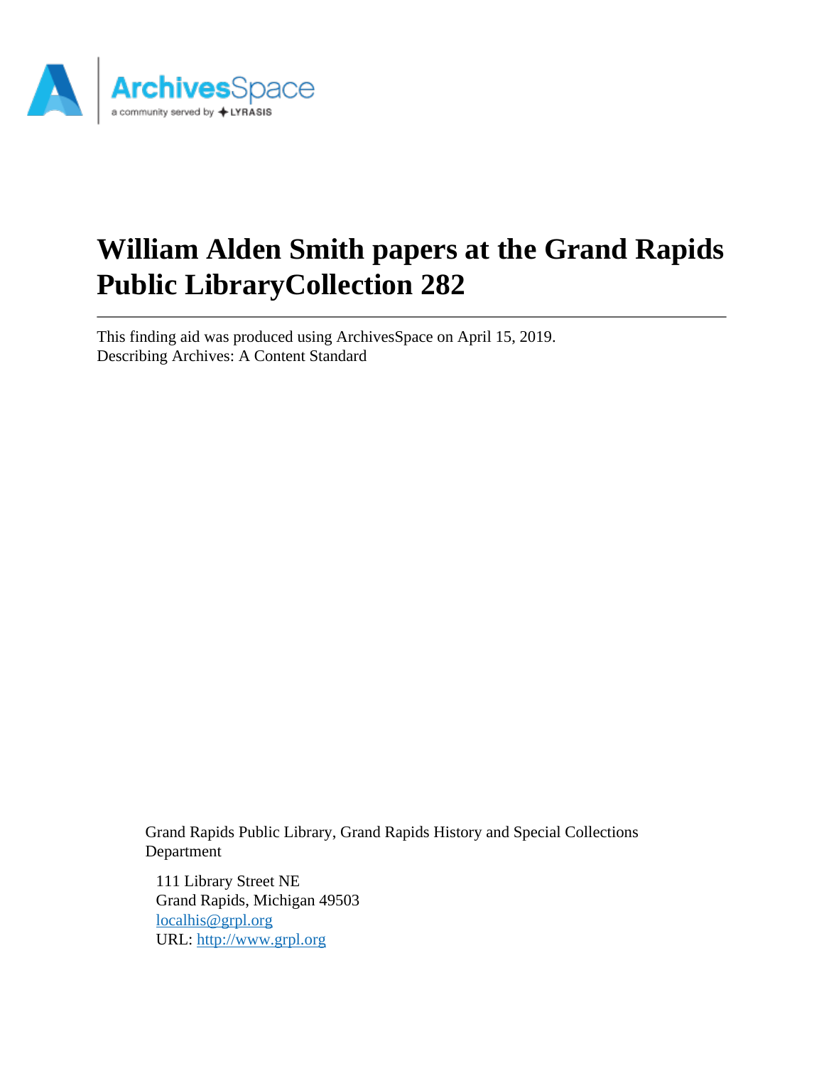# William Alden Smith papers at the Grand Rapids Public LibraryCollection 282

This finding aid was produced using ArchivesSpace on April 15, 2019.
Describing Archives: A Content Standard

Grand Rapids Public Library, Grand Rapids History and Special Collections Department

111 Library Street NE
Grand Rapids, Michigan 49503
localhis@grpl.org
URL: http://www.grpl.org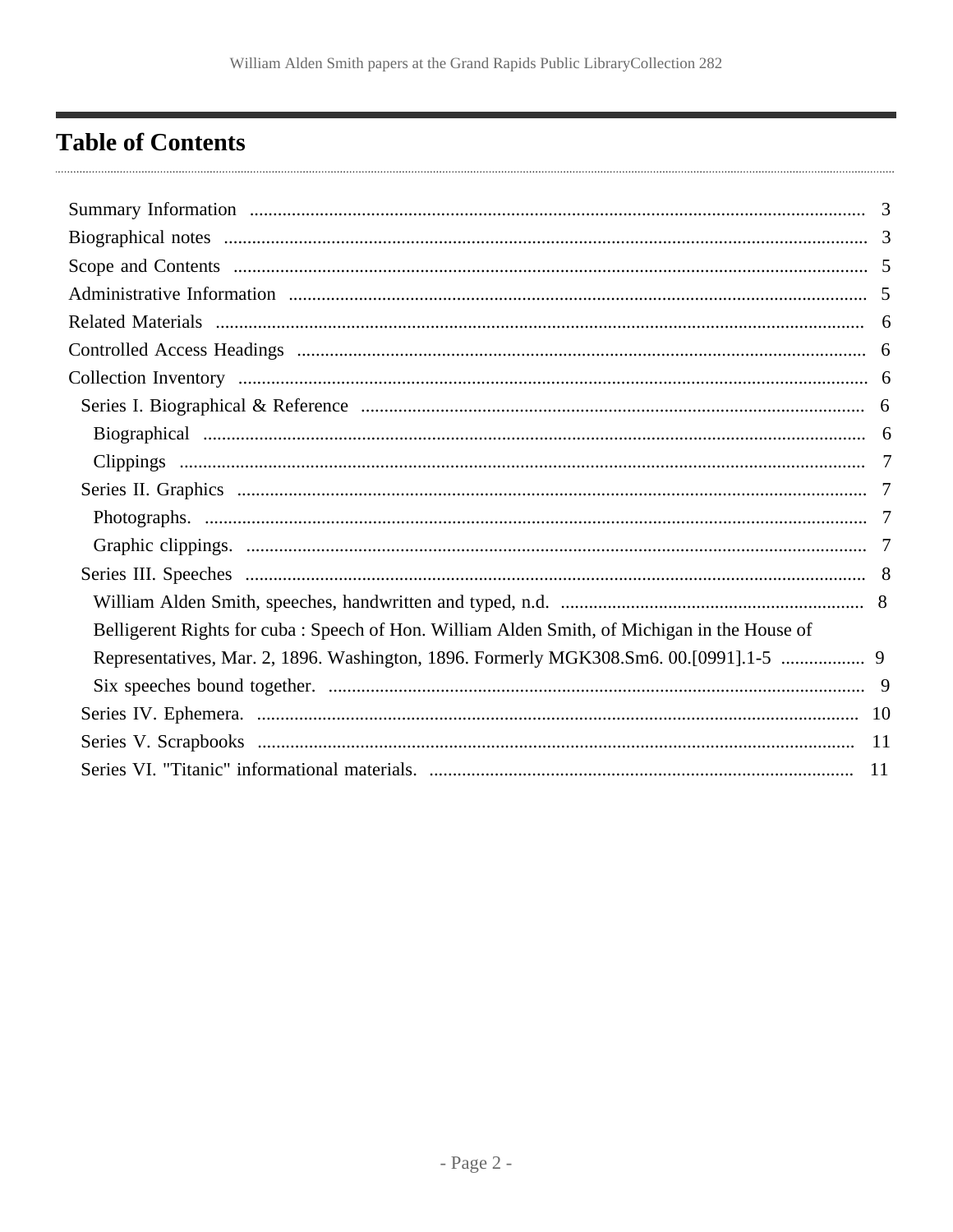# Table of Contents

- Summary Information ... 3
- Biographical notes ... 3
- Scope and Contents ... 5
- Administrative Information ... 5
- Related Materials ... 6
- Controlled Access Headings ... 6
- Collection Inventory ... 6
  - Series I. Biographical & Reference ... 6
    - Biographical ... 6
    - Clippings ... 7
  - Series II. Graphics ... 7
    - Photographs. ... 7
    - Graphic clippings. ... 7
  - Series III. Speeches ... 8
    - William Alden Smith, speeches, handwritten and typed, n.d. ... 8
    - Belligerent Rights for cuba : Speech of Hon. William Alden Smith, of Michigan in the House of Representatives, Mar. 2, 1896. Washington, 1896. Formerly MGK308.Sm6. 00.[0991].1-5 ... 9
    - Six speeches bound together. ... 9
  - Series IV. Ephemera. ... 10
  - Series V. Scrapbooks ... 11
  - Series VI. "Titanic" informational materials. ... 11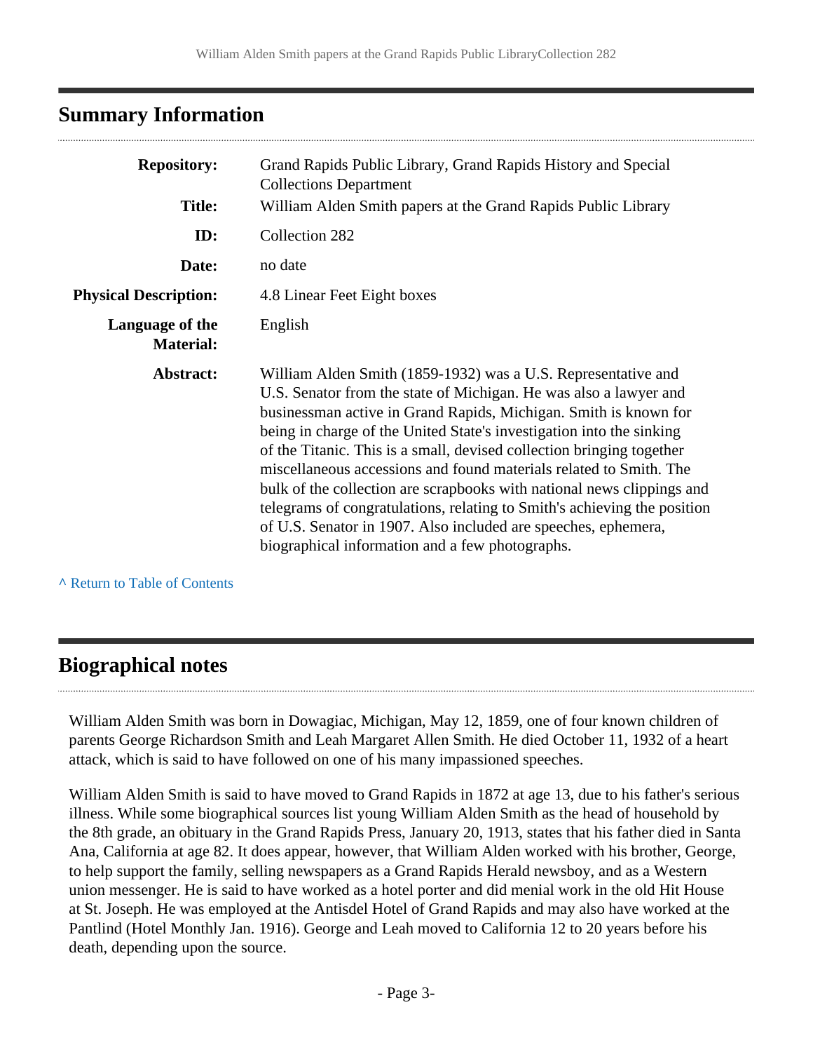## Summary Information

| | |
|---|---|
| **Repository:** | Grand Rapids Public Library, Grand Rapids History and Special Collections Department |
| **Title:** | William Alden Smith papers at the Grand Rapids Public Library |
| **ID:** | Collection 282 |
| **Date:** | no date |
| **Physical Description:** | 4.8 Linear Feet Eight boxes |
| **Language of the Material:** | English |
| **Abstract:** | William Alden Smith (1859-1932) was a U.S. Representative and U.S. Senator from the state of Michigan. He was also a lawyer and businessman active in Grand Rapids, Michigan. Smith is known for being in charge of the United State's investigation into the sinking of the Titanic. This is a small, devised collection bringing together miscellaneous accessions and found materials related to Smith. The bulk of the collection are scrapbooks with national news clippings and telegrams of congratulations, relating to Smith's achieving the position of U.S. Senator in 1907. Also included are speeches, ephemera, biographical information and a few photographs. |

^ Return to Table of Contents

## Biographical notes

William Alden Smith was born in Dowagiac, Michigan, May 12, 1859, one of four known children of parents George Richardson Smith and Leah Margaret Allen Smith. He died October 11, 1932 of a heart attack, which is said to have followed on one of his many impassioned speeches.

William Alden Smith is said to have moved to Grand Rapids in 1872 at age 13, due to his father's serious illness. While some biographical sources list young William Alden Smith as the head of household by the 8th grade, an obituary in the Grand Rapids Press, January 20, 1913, states that his father died in Santa Ana, California at age 82. It does appear, however, that William Alden worked with his brother, George, to help support the family, selling newspapers as a Grand Rapids Herald newsboy, and as a Western union messenger. He is said to have worked as a hotel porter and did menial work in the old Hit House at St. Joseph. He was employed at the Antisdel Hotel of Grand Rapids and may also have worked at the Pantlind (Hotel Monthly Jan. 1916). George and Leah moved to California 12 to 20 years before his death, depending upon the source.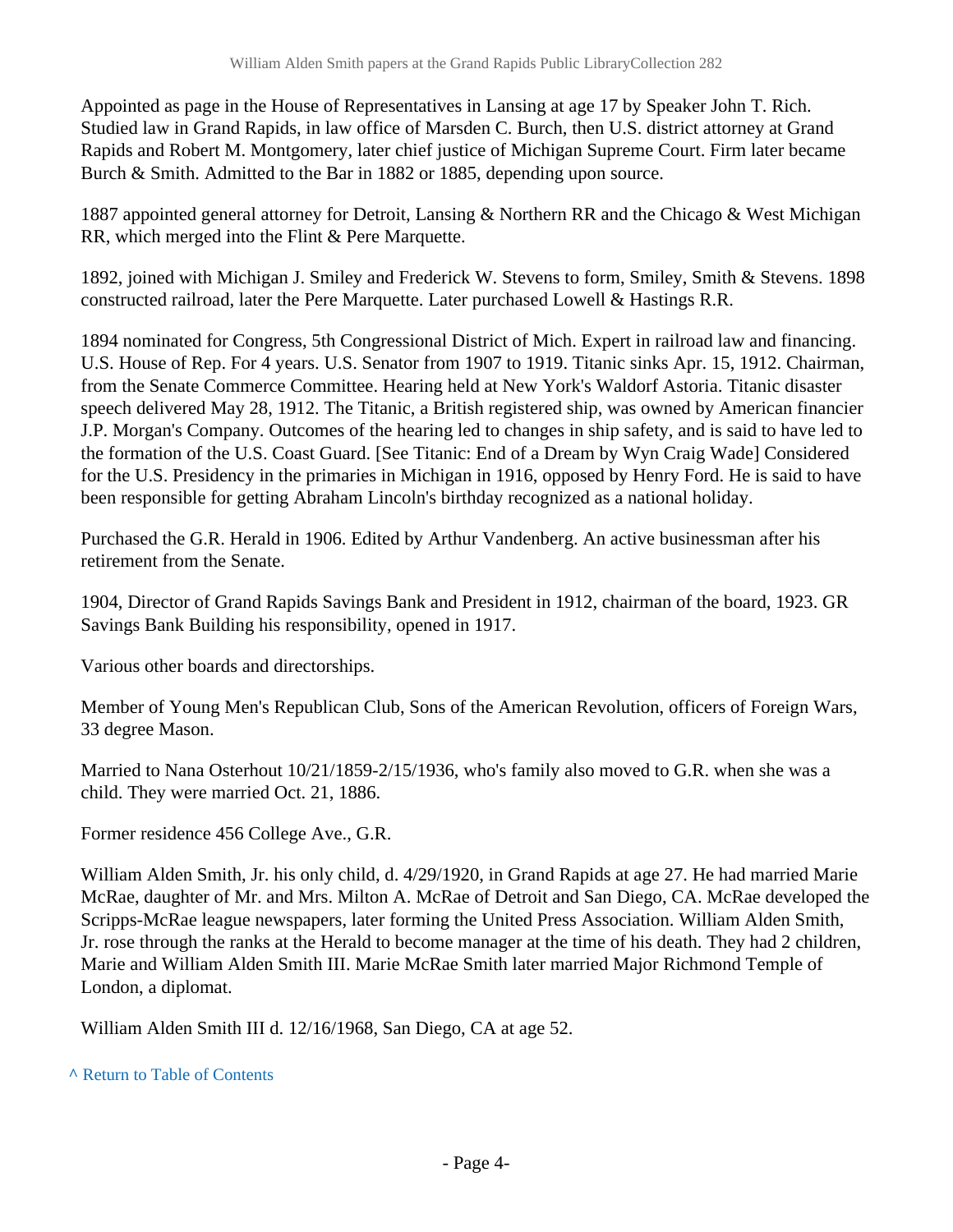Appointed as page in the House of Representatives in Lansing at age 17 by Speaker John T. Rich. Studied law in Grand Rapids, in law office of Marsden C. Burch, then U.S. district attorney at Grand Rapids and Robert M. Montgomery, later chief justice of Michigan Supreme Court. Firm later became Burch & Smith. Admitted to the Bar in 1882 or 1885, depending upon source.

1887 appointed general attorney for Detroit, Lansing & Northern RR and the Chicago & West Michigan RR, which merged into the Flint & Pere Marquette.

1892, joined with Michigan J. Smiley and Frederick W. Stevens to form, Smiley, Smith & Stevens. 1898 constructed railroad, later the Pere Marquette. Later purchased Lowell & Hastings R.R.

1894 nominated for Congress, 5th Congressional District of Mich. Expert in railroad law and financing. U.S. House of Rep. For 4 years. U.S. Senator from 1907 to 1919. Titanic sinks Apr. 15, 1912. Chairman, from the Senate Commerce Committee. Hearing held at New York's Waldorf Astoria. Titanic disaster speech delivered May 28, 1912. The Titanic, a British registered ship, was owned by American financier J.P. Morgan's Company. Outcomes of the hearing led to changes in ship safety, and is said to have led to the formation of the U.S. Coast Guard. [See Titanic: End of a Dream by Wyn Craig Wade] Considered for the U.S. Presidency in the primaries in Michigan in 1916, opposed by Henry Ford. He is said to have been responsible for getting Abraham Lincoln's birthday recognized as a national holiday.

Purchased the G.R. Herald in 1906. Edited by Arthur Vandenberg. An active businessman after his retirement from the Senate.

1904, Director of Grand Rapids Savings Bank and President in 1912, chairman of the board, 1923. GR Savings Bank Building his responsibility, opened in 1917.

Various other boards and directorships.

Member of Young Men's Republican Club, Sons of the American Revolution, officers of Foreign Wars, 33 degree Mason.

Married to Nana Osterhout 10/21/1859-2/15/1936, who's family also moved to G.R. when she was a child. They were married Oct. 21, 1886.

Former residence 456 College Ave., G.R.

William Alden Smith, Jr. his only child, d. 4/29/1920, in Grand Rapids at age 27. He had married Marie McRae, daughter of Mr. and Mrs. Milton A. McRae of Detroit and San Diego, CA. McRae developed the Scripps-McRae league newspapers, later forming the United Press Association. William Alden Smith, Jr. rose through the ranks at the Herald to become manager at the time of his death. They had 2 children, Marie and William Alden Smith III. Marie McRae Smith later married Major Richmond Temple of London, a diplomat.

William Alden Smith III d. 12/16/1968, San Diego, CA at age 52.

^ Return to Table of Contents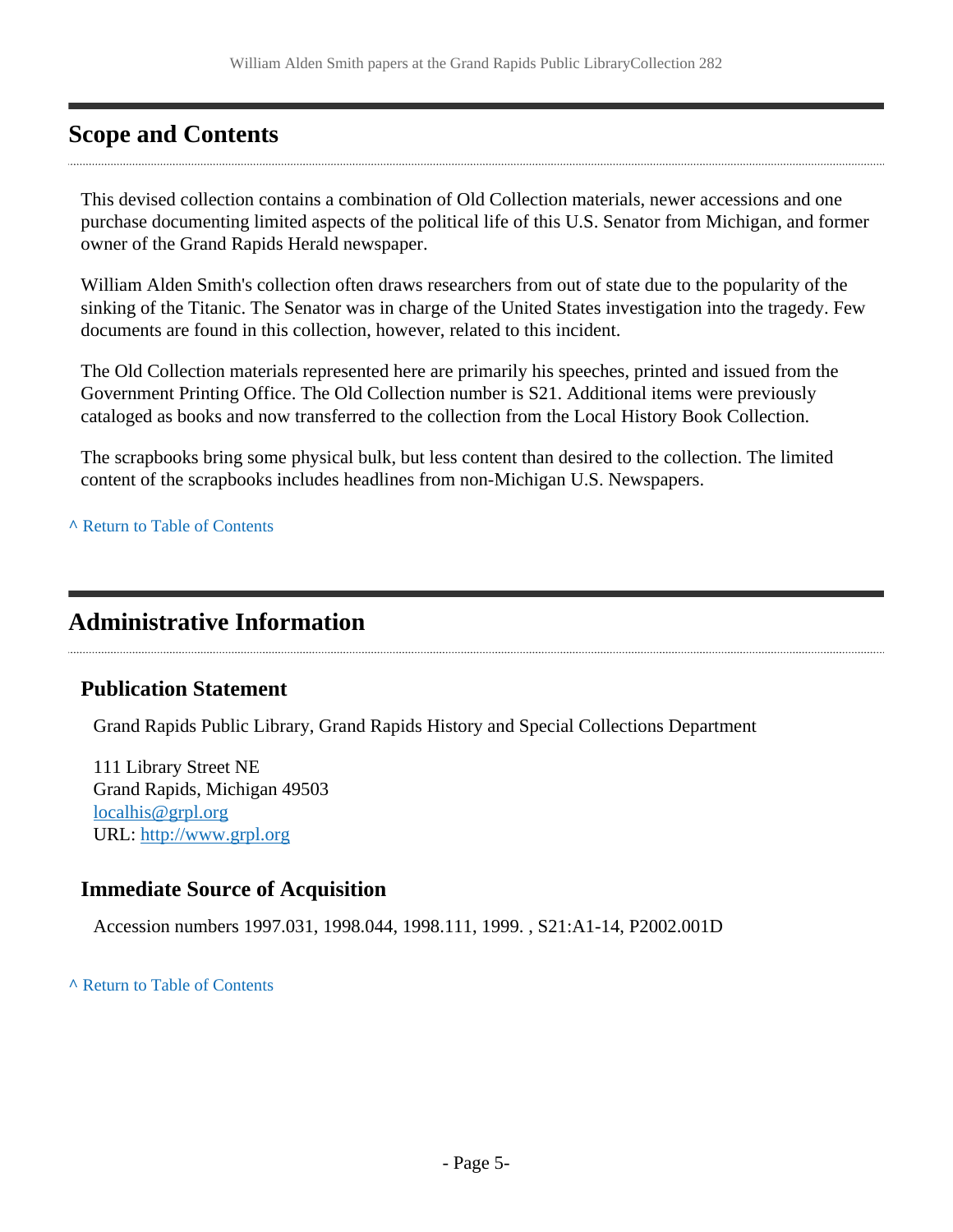## Scope and Contents

This devised collection contains a combination of Old Collection materials, newer accessions and one purchase documenting limited aspects of the political life of this U.S. Senator from Michigan, and former owner of the Grand Rapids Herald newspaper.

William Alden Smith's collection often draws researchers from out of state due to the popularity of the sinking of the Titanic. The Senator was in charge of the United States investigation into the tragedy. Few documents are found in this collection, however, related to this incident.

The Old Collection materials represented here are primarily his speeches, printed and issued from the Government Printing Office. The Old Collection number is S21. Additional items were previously cataloged as books and now transferred to the collection from the Local History Book Collection.

The scrapbooks bring some physical bulk, but less content than desired to the collection. The limited content of the scrapbooks includes headlines from non-Michigan U.S. Newspapers.

^ Return to Table of Contents

## Administrative Information

### Publication Statement

Grand Rapids Public Library, Grand Rapids History and Special Collections Department

111 Library Street NE
Grand Rapids, Michigan 49503
localhis@grpl.org
URL: http://www.grpl.org

### Immediate Source of Acquisition

Accession numbers 1997.031, 1998.044, 1998.111, 1999. , S21:A1-14, P2002.001D

^ Return to Table of Contents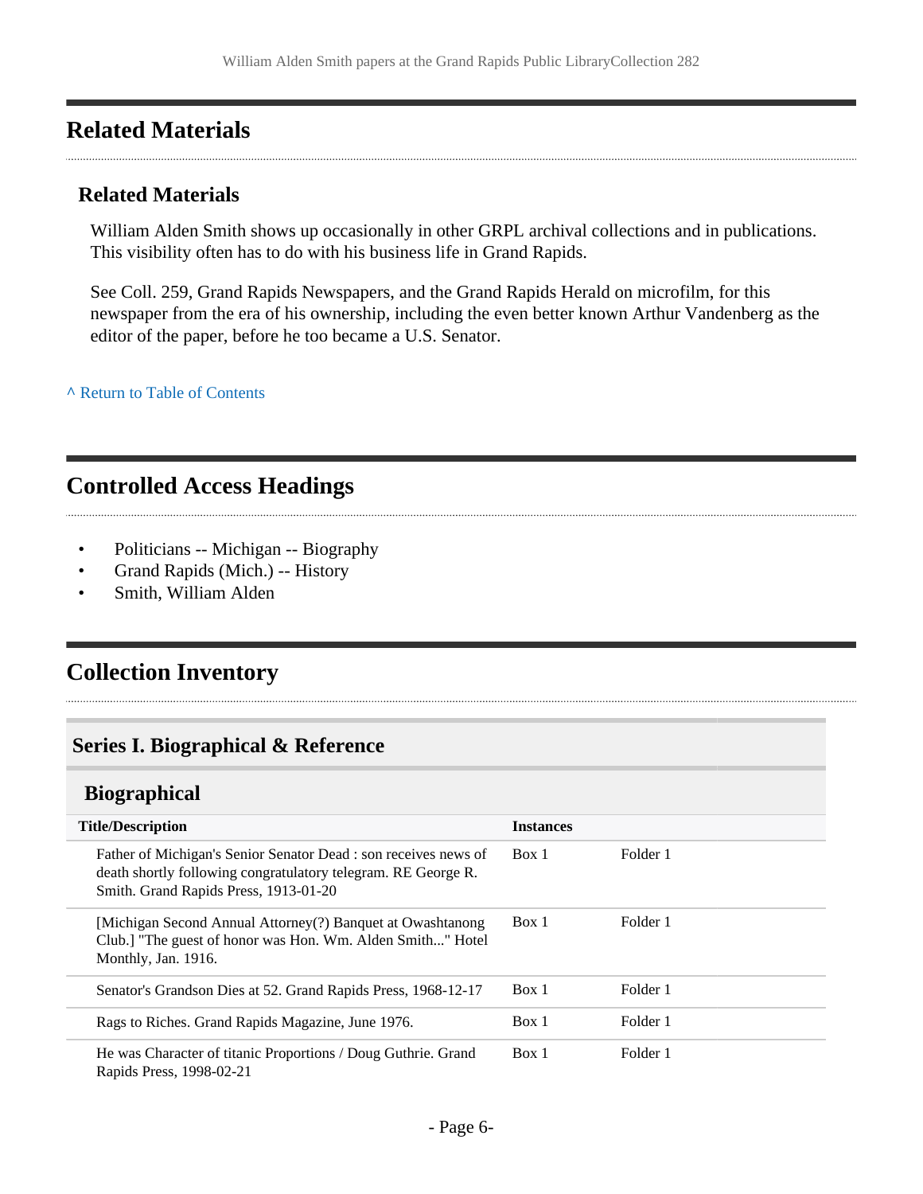## Related Materials

### Related Materials

William Alden Smith shows up occasionally in other GRPL archival collections and in publications. This visibility often has to do with his business life in Grand Rapids.

See Coll. 259, Grand Rapids Newspapers, and the Grand Rapids Herald on microfilm, for this newspaper from the era of his ownership, including the even better known Arthur Vandenberg as the editor of the paper, before he too became a U.S. Senator.

^ Return to Table of Contents

## Controlled Access Headings

- Politicians -- Michigan -- Biography
- Grand Rapids (Mich.) -- History
- Smith, William Alden

## Collection Inventory

### Series I. Biographical & Reference

#### Biographical

| Title/Description | Instances | |
|---|---|---|
| Father of Michigan's Senior Senator Dead : son receives news of death shortly following congratulatory telegram. RE George R. Smith. Grand Rapids Press, 1913-01-20 | Box 1 | Folder 1 |
| [Michigan Second Annual Attorney(?) Banquet at Owashtanong Club.] "The guest of honor was Hon. Wm. Alden Smith..." Hotel Monthly, Jan. 1916. | Box 1 | Folder 1 |
| Senator's Grandson Dies at 52. Grand Rapids Press, 1968-12-17 | Box 1 | Folder 1 |
| Rags to Riches. Grand Rapids Magazine, June 1976. | Box 1 | Folder 1 |
| He was Character of titanic Proportions / Doug Guthrie. Grand Rapids Press, 1998-02-21 | Box 1 | Folder 1 |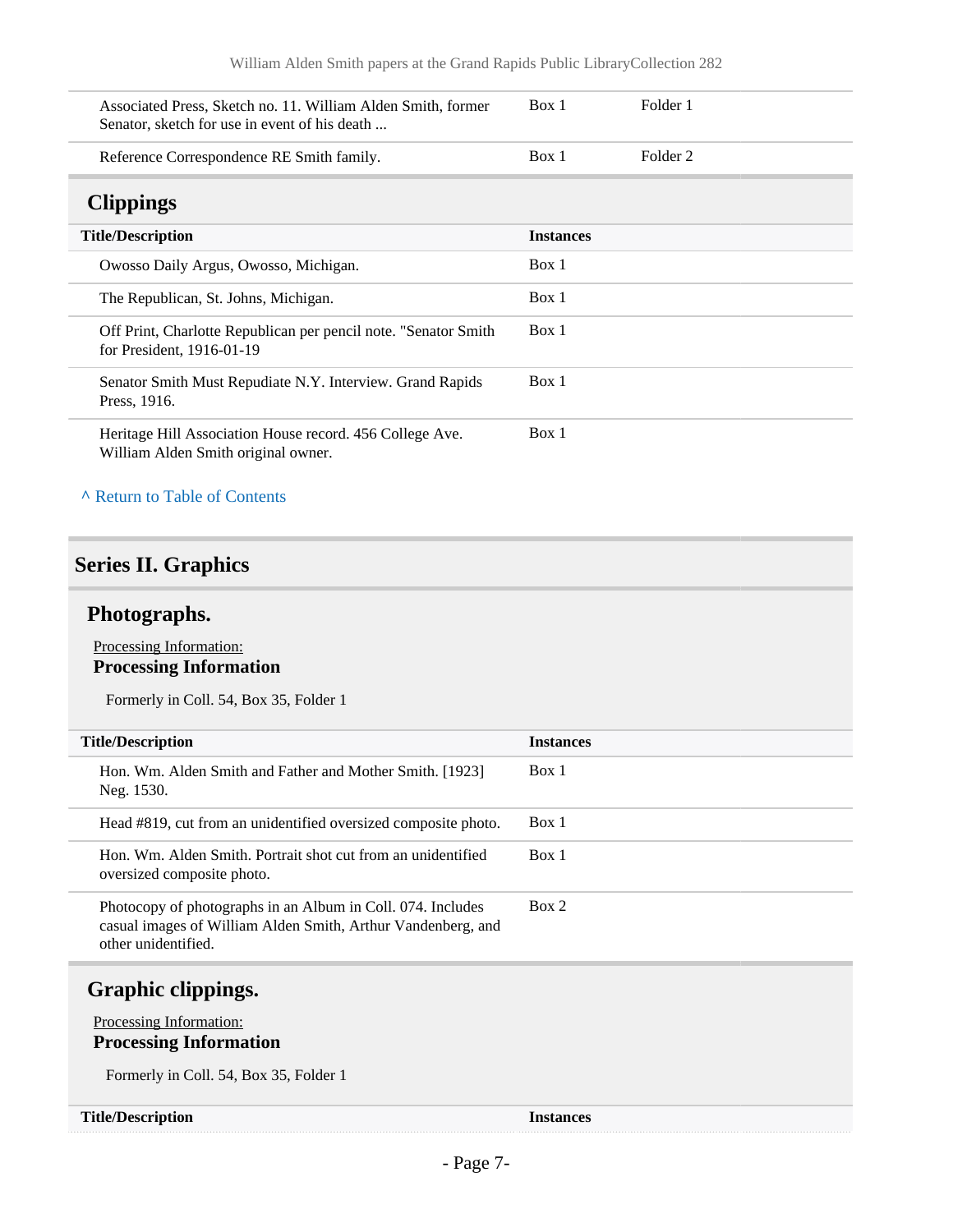| | | |
|---|---|---|
| Associated Press, Sketch no. 11. William Alden Smith, former Senator, sketch for use in event of his death ... | Box 1 | Folder 1 |
| Reference Correspondence RE Smith family. | Box 1 | Folder 2 |

### Clippings

| Title/Description | Instances |
|---|---|
| Owosso Daily Argus, Owosso, Michigan. | Box 1 |
| The Republican, St. Johns, Michigan. | Box 1 |
| Off Print, Charlotte Republican per pencil note. "Senator Smith for President, 1916-01-19 | Box 1 |
| Senator Smith Must Repudiate N.Y. Interview. Grand Rapids Press, 1916. | Box 1 |
| Heritage Hill Association House record. 456 College Ave. William Alden Smith original owner. | Box 1 |

^ Return to Table of Contents

## Series II. Graphics

### Photographs.

Processing Information:

**Processing Information**

Formerly in Coll. 54, Box 35, Folder 1

| Title/Description | Instances |
|---|---|
| Hon. Wm. Alden Smith and Father and Mother Smith. [1923] Neg. 1530. | Box 1 |
| Head #819, cut from an unidentified oversized composite photo. | Box 1 |
| Hon. Wm. Alden Smith. Portrait shot cut from an unidentified oversized composite photo. | Box 1 |
| Photocopy of photographs in an Album in Coll. 074. Includes casual images of William Alden Smith, Arthur Vandenberg, and other unidentified. | Box 2 |

### Graphic clippings.

Processing Information:

**Processing Information**

Formerly in Coll. 54, Box 35, Folder 1

| Title/Description | Instances |
|---|---|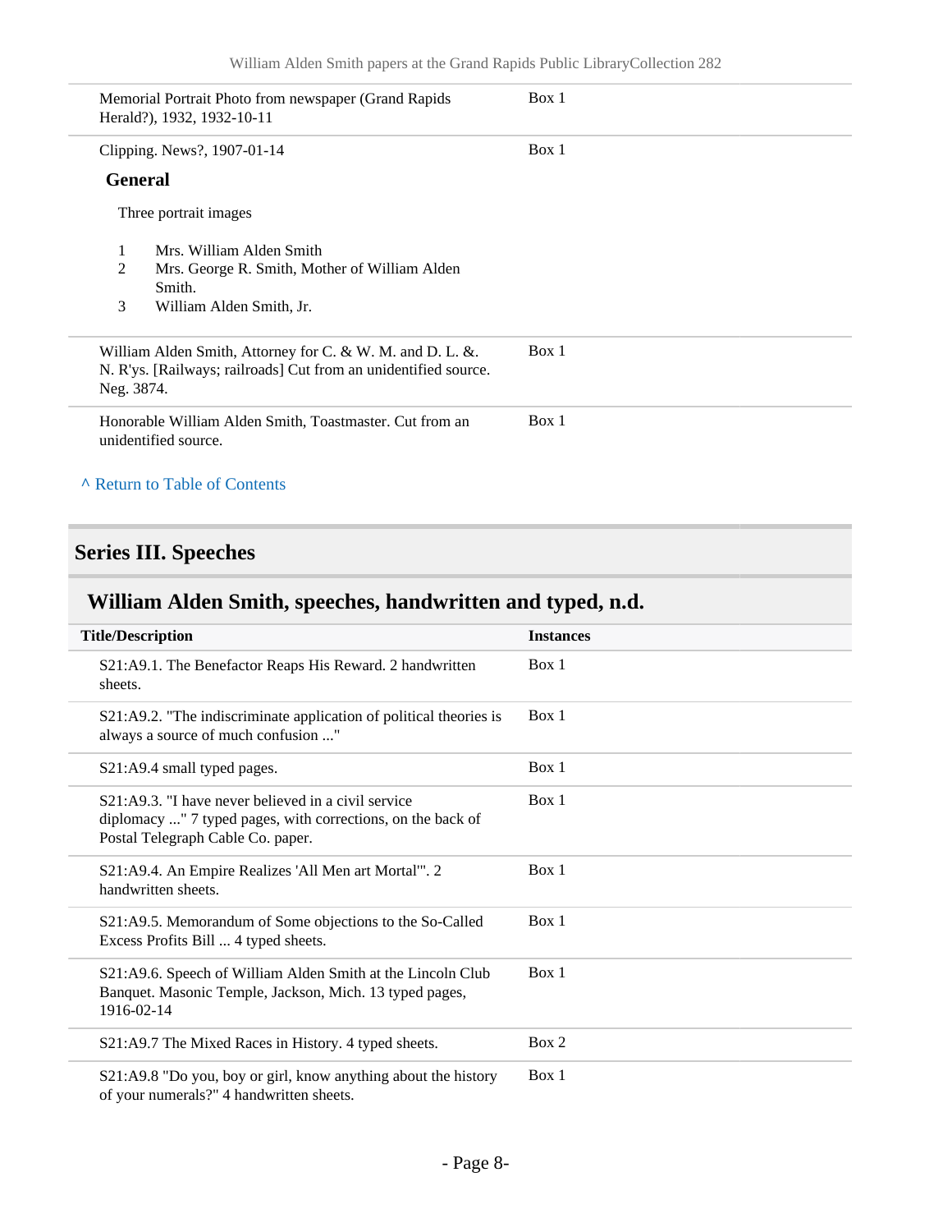| | |
|---|---|
| Memorial Portrait Photo from newspaper (Grand Rapids Herald?), 1932, 1932-10-11 | Box 1 |
| Clipping. News?, 1907-01-14 | Box 1 |

**General**

Three portrait images

1. Mrs. William Alden Smith
2. Mrs. George R. Smith, Mother of William Alden Smith.
3. William Alden Smith, Jr.

| | |
|---|---|
| William Alden Smith, Attorney for C. & W. M. and D. L. &. N. R'ys. [Railways; railroads] Cut from an unidentified source. Neg. 3874. | Box 1 |
| Honorable William Alden Smith, Toastmaster. Cut from an unidentified source. | Box 1 |

^ Return to Table of Contents

## Series III. Speeches

### William Alden Smith, speeches, handwritten and typed, n.d.

| Title/Description | Instances |
|---|---|
| S21:A9.1. The Benefactor Reaps His Reward. 2 handwritten sheets. | Box 1 |
| S21:A9.2. "The indiscriminate application of political theories is always a source of much confusion ..." | Box 1 |
| S21:A9.4 small typed pages. | Box 1 |
| S21:A9.3. "I have never believed in a civil service diplomacy ..." 7 typed pages, with corrections, on the back of Postal Telegraph Cable Co. paper. | Box 1 |
| S21:A9.4. An Empire Realizes 'All Men art Mortal'". 2 handwritten sheets. | Box 1 |
| S21:A9.5. Memorandum of Some objections to the So-Called Excess Profits Bill ... 4 typed sheets. | Box 1 |
| S21:A9.6. Speech of William Alden Smith at the Lincoln Club Banquet. Masonic Temple, Jackson, Mich. 13 typed pages, 1916-02-14 | Box 1 |
| S21:A9.7 The Mixed Races in History. 4 typed sheets. | Box 2 |
| S21:A9.8 "Do you, boy or girl, know anything about the history of your numerals?" 4 handwritten sheets. | Box 1 |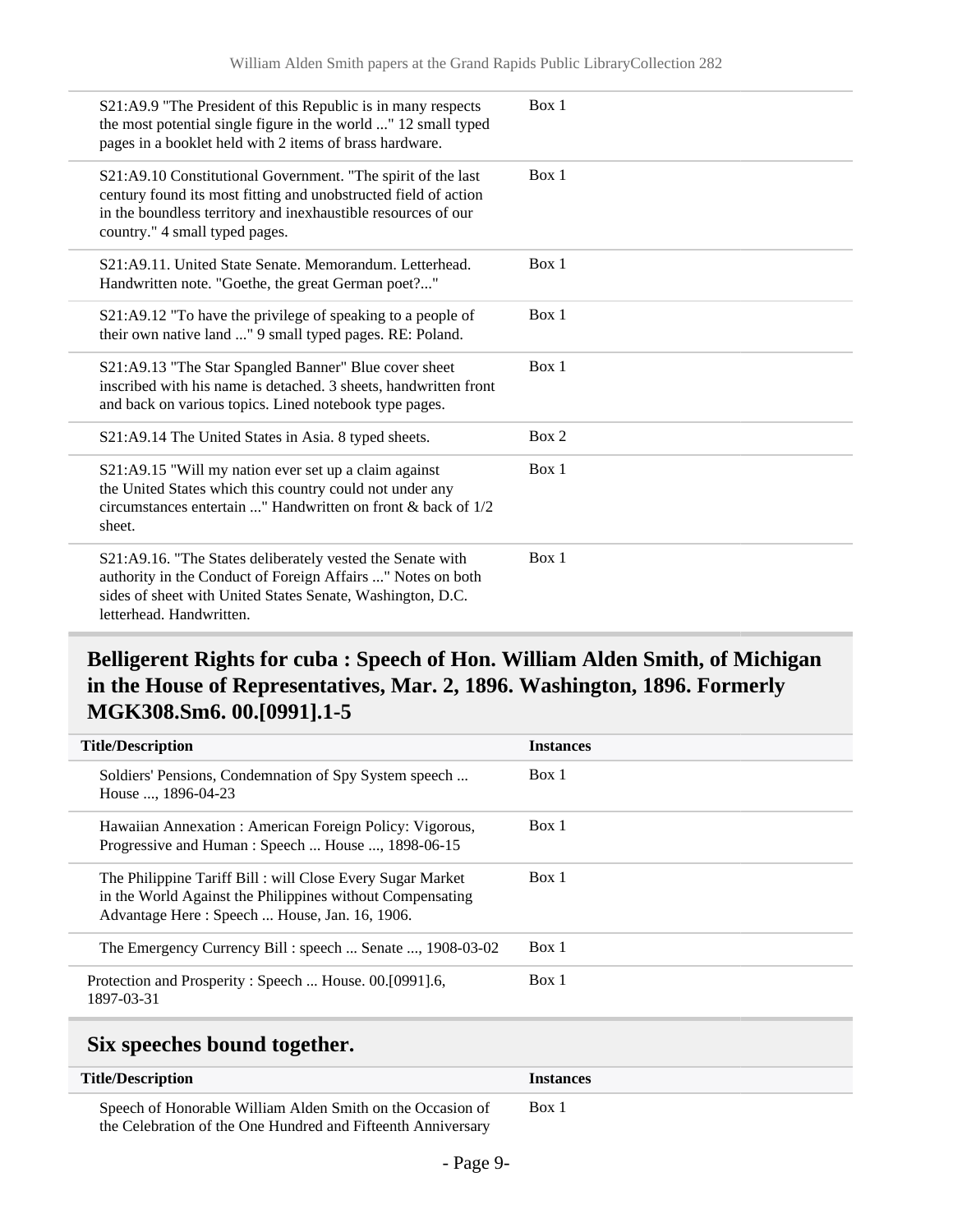| | |
|---|---|
| S21:A9.9 "The President of this Republic is in many respects the most potential single figure in the world ..." 12 small typed pages in a booklet held with 2 items of brass hardware. | Box 1 |
| S21:A9.10 Constitutional Government. "The spirit of the last century found its most fitting and unobstructed field of action in the boundless territory and inexhaustible resources of our country." 4 small typed pages. | Box 1 |
| S21:A9.11. United State Senate. Memorandum. Letterhead. Handwritten note. "Goethe, the great German poet?..." | Box 1 |
| S21:A9.12 "To have the privilege of speaking to a people of their own native land ..." 9 small typed pages. RE: Poland. | Box 1 |
| S21:A9.13 "The Star Spangled Banner" Blue cover sheet inscribed with his name is detached. 3 sheets, handwritten front and back on various topics. Lined notebook type pages. | Box 1 |
| S21:A9.14 The United States in Asia. 8 typed sheets. | Box 2 |
| S21:A9.15 "Will my nation ever set up a claim against the United States which this country could not under any circumstances entertain ..." Handwritten on front & back of 1/2 sheet. | Box 1 |
| S21:A9.16. "The States deliberately vested the Senate with authority in the Conduct of Foreign Affairs ..." Notes on both sides of sheet with United States Senate, Washington, D.C. letterhead. Handwritten. | Box 1 |

## Belligerent Rights for cuba : Speech of Hon. William Alden Smith, of Michigan in the House of Representatives, Mar. 2, 1896. Washington, 1896. Formerly MGK308.Sm6. 00.[0991].1-5

| Title/Description | Instances |
|---|---|
| Soldiers' Pensions, Condemnation of Spy System speech ... House ..., 1896-04-23 | Box 1 |
| Hawaiian Annexation : American Foreign Policy: Vigorous, Progressive and Human : Speech ... House ..., 1898-06-15 | Box 1 |
| The Philippine Tariff Bill : will Close Every Sugar Market in the World Against the Philippines without Compensating Advantage Here : Speech ... House, Jan. 16, 1906. | Box 1 |
| The Emergency Currency Bill : speech ... Senate ..., 1908-03-02 | Box 1 |
| Protection and Prosperity : Speech ... House. 00.[0991].6, 1897-03-31 | Box 1 |

## Six speeches bound together.

| Title/Description | Instances |
|---|---|
| Speech of Honorable William Alden Smith on the Occasion of the Celebration of the One Hundred and Fifteenth Anniversary | Box 1 |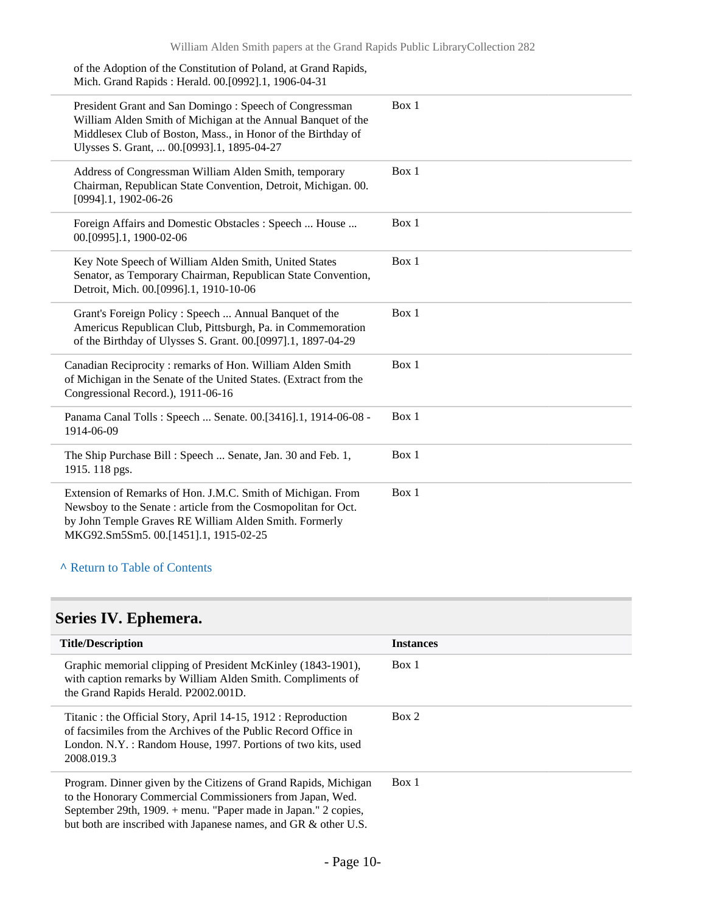| | |
|---|---|
| of the Adoption of the Constitution of Poland, at Grand Rapids, Mich. Grand Rapids : Herald. 00.[0992].1, 1906-04-31 | |
| President Grant and San Domingo : Speech of Congressman William Alden Smith of Michigan at the Annual Banquet of the Middlesex Club of Boston, Mass., in Honor of the Birthday of Ulysses S. Grant, ... 00.[0993].1, 1895-04-27 | Box 1 |
| Address of Congressman William Alden Smith, temporary Chairman, Republican State Convention, Detroit, Michigan. 00.[0994].1, 1902-06-26 | Box 1 |
| Foreign Affairs and Domestic Obstacles : Speech ... House ... 00.[0995].1, 1900-02-06 | Box 1 |
| Key Note Speech of William Alden Smith, United States Senator, as Temporary Chairman, Republican State Convention, Detroit, Mich. 00.[0996].1, 1910-10-06 | Box 1 |
| Grant's Foreign Policy : Speech ... Annual Banquet of the Americus Republican Club, Pittsburgh, Pa. in Commemoration of the Birthday of Ulysses S. Grant. 00.[0997].1, 1897-04-29 | Box 1 |
| Canadian Reciprocity : remarks of Hon. William Alden Smith of Michigan in the Senate of the United States. (Extract from the Congressional Record.), 1911-06-16 | Box 1 |
| Panama Canal Tolls : Speech ... Senate. 00.[3416].1, 1914-06-08 - 1914-06-09 | Box 1 |
| The Ship Purchase Bill : Speech ... Senate, Jan. 30 and Feb. 1, 1915. 118 pgs. | Box 1 |
| Extension of Remarks of Hon. J.M.C. Smith of Michigan. From Newsboy to the Senate : article from the Cosmopolitan for Oct. by John Temple Graves RE William Alden Smith. Formerly MKG92.Sm5Sm5. 00.[1451].1, 1915-02-25 | Box 1 |

^ Return to Table of Contents

## Series IV. Ephemera.

| Title/Description | Instances |
|---|---|
| Graphic memorial clipping of President McKinley (1843-1901), with caption remarks by William Alden Smith. Compliments of the Grand Rapids Herald. P2002.001D. | Box 1 |
| Titanic : the Official Story, April 14-15, 1912 : Reproduction of facsimiles from the Archives of the Public Record Office in London. N.Y. : Random House, 1997. Portions of two kits, used 2008.019.3 | Box 2 |
| Program. Dinner given by the Citizens of Grand Rapids, Michigan to the Honorary Commercial Commissioners from Japan, Wed. September 29th, 1909. + menu. "Paper made in Japan." 2 copies, but both are inscribed with Japanese names, and GR & other U.S. | Box 1 |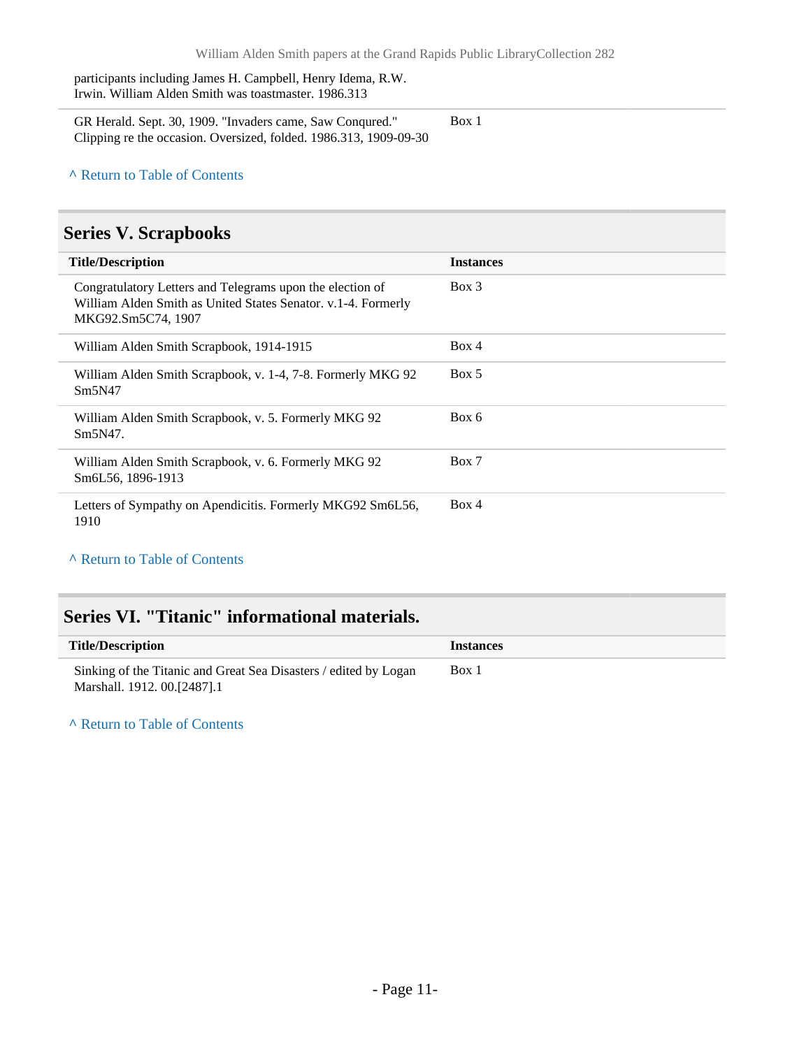participants including James H. Campbell, Henry Idema, R.W. Irwin. William Alden Smith was toastmaster. 1986.313

| | |
|---|---|
| GR Herald. Sept. 30, 1909. "Invaders came, Saw Conquered." Clipping re the occasion. Oversized, folded. 1986.313, 1909-09-30 | Box 1 |

^ Return to Table of Contents

## Series V. Scrapbooks

| Title/Description | Instances |
|---|---|
| Congratulatory Letters and Telegrams upon the election of William Alden Smith as United States Senator. v.1-4. Formerly MKG92.Sm5C74, 1907 | Box 3 |
| William Alden Smith Scrapbook, 1914-1915 | Box 4 |
| William Alden Smith Scrapbook, v. 1-4, 7-8. Formerly MKG 92 Sm5N47 | Box 5 |
| William Alden Smith Scrapbook, v. 5. Formerly MKG 92 Sm5N47. | Box 6 |
| William Alden Smith Scrapbook, v. 6. Formerly MKG 92 Sm6L56, 1896-1913 | Box 7 |
| Letters of Sympathy on Apendicitis. Formerly MKG92 Sm6L56, 1910 | Box 4 |

^ Return to Table of Contents

## Series VI. "Titanic" informational materials.

| Title/Description | Instances |
|---|---|
| Sinking of the Titanic and Great Sea Disasters / edited by Logan Marshall. 1912. 00.[2487].1 | Box 1 |

^ Return to Table of Contents